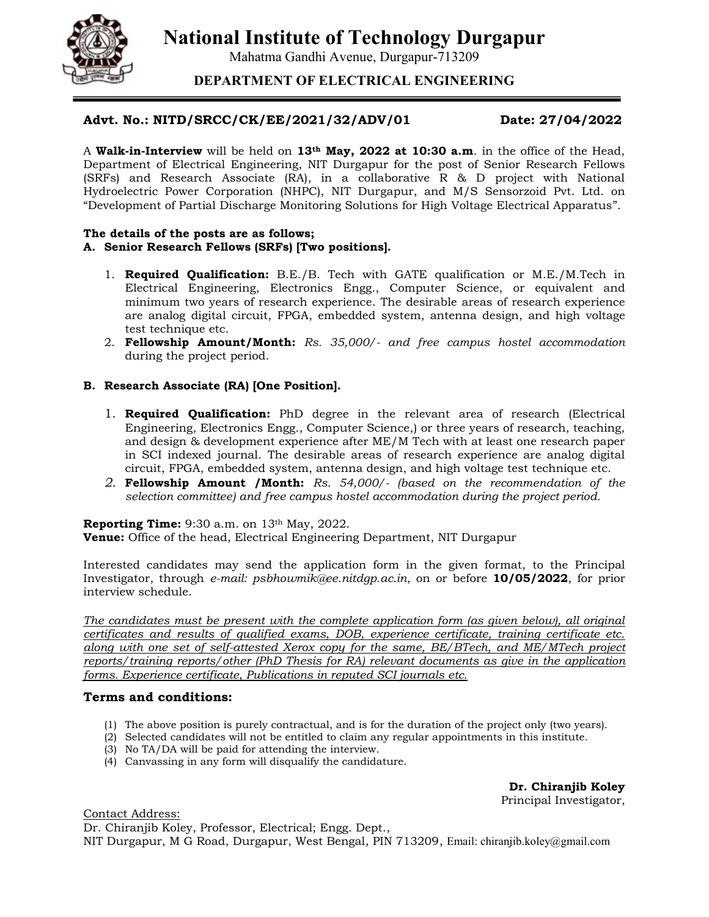# National Institute of Technology Durgapur

Mahatma Gandhi Avenue, Durgapur-713209

## DEPARTMENT OF ELECTRICAL ENGINEERING

**Advt. No.: NITD/SRCC/CK/EE/2021/32/ADV/01** **Date: 27/04/2022**

A **Walk-in-Interview** will be held on **13th May, 2022 at 10:30 a.m**. in the office of the Head, Department of Electrical Engineering, NIT Durgapur for the post of Senior Research Fellows (SRFs) and Research Associate (RA), in a collaborative R & D project with National Hydroelectric Power Corporation (NHPC), NIT Durgapur, and M/S Sensorzoid Pvt. Ltd. on "Development of Partial Discharge Monitoring Solutions for High Voltage Electrical Apparatus".

**The details of the posts are as follows;**

**A. Senior Research Fellows (SRFs) [Two positions].**

1. **Required Qualification:** B.E./B. Tech with GATE qualification or M.E./M.Tech in Electrical Engineering, Electronics Engg., Computer Science, or equivalent and minimum two years of research experience. The desirable areas of research experience are analog digital circuit, FPGA, embedded system, antenna design, and high voltage test technique etc.
2. **Fellowship Amount/Month:** *Rs. 35,000/- and free campus hostel accommodation* during the project period.

**B. Research Associate (RA) [One Position].**

1. **Required Qualification:** PhD degree in the relevant area of research (Electrical Engineering, Electronics Engg., Computer Science,) or three years of research, teaching, and design & development experience after ME/M Tech with at least one research paper in SCI indexed journal. The desirable areas of research experience are analog digital circuit, FPGA, embedded system, antenna design, and high voltage test technique etc.
2. **Fellowship Amount /Month:** *Rs. 54,000/- (based on the recommendation of the selection committee) and free campus hostel accommodation during the project period.*

**Reporting Time:** 9:30 a.m. on 13th May, 2022.
**Venue:** Office of the head, Electrical Engineering Department, NIT Durgapur

Interested candidates may send the application form in the given format, to the Principal Investigator, through *e-mail: psbhowmik@ee.nitdgp.ac.in*, on or before **10/05/2022**, for prior interview schedule.

*The candidates must be present with the complete application form (as given below), all original certificates and results of qualified exams, DOB, experience certificate, training certificate etc. along with one set of self-attested Xerox copy for the same, BE/BTech, and ME/MTech project reports/training reports/other (PhD Thesis for RA) relevant documents as give in the application forms. Experience certificate, Publications in reputed SCI journals etc.*

### Terms and conditions:

(1) The above position is purely contractual, and is for the duration of the project only (two years).
(2) Selected candidates will not be entitled to claim any regular appointments in this institute.
(3) No TA/DA will be paid for attending the interview.
(4) Canvassing in any form will disqualify the candidature.

**Dr. Chiranjib Koley**
Principal Investigator,

Contact Address:
Dr. Chiranjib Koley, Professor, Electrical; Engg. Dept.,
NIT Durgapur, M G Road, Durgapur, West Bengal, PIN 713209, Email: chiranjib.koley@gmail.com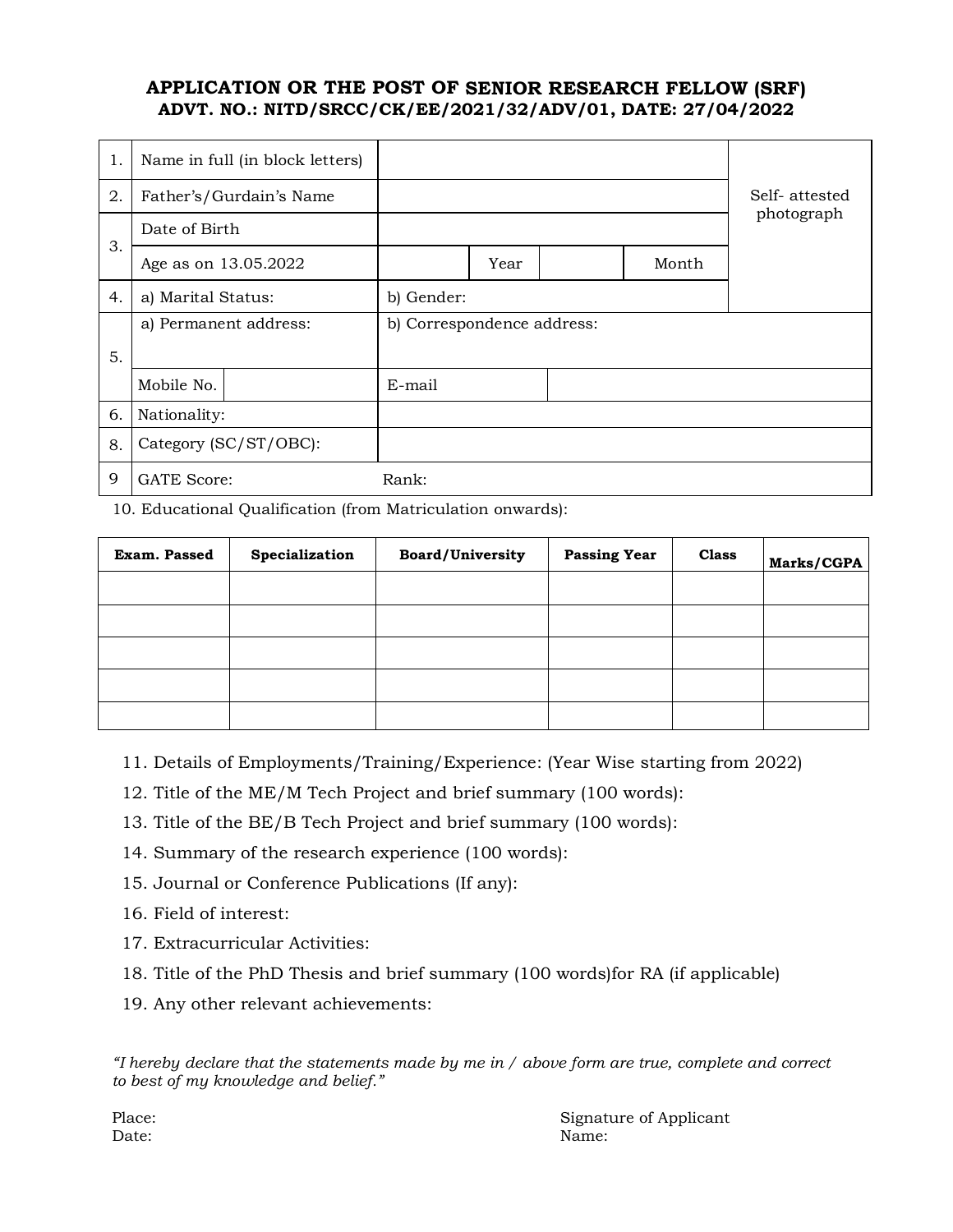## APPLICATION OR THE POST OF SENIOR RESEARCH FELLOW (SRF)
### ADVT. NO.: NITD/SRCC/CK/EE/2021/32/ADV/01, DATE: 27/04/2022

| | | | | | | |
|---|---|---|---|---|---|---|
| 1. | Name in full (in block letters) | | | | | Self- attested photograph |
| 2. | Father's/Gurdain's Name | | | | | |
| 3. | Date of Birth | | | | | |
| | Age as on 13.05.2022 | | Year | | Month | |
| 4. | a) Marital Status: | b) Gender: | | | | |
| 5. | a) Permanent address: | b) Correspondence address: | | | | |
| | Mobile No. | | E-mail | | | |
| 6. | Nationality: | | | | | |
| 8. | Category (SC/ST/OBC): | | | | | |
| 9 | GATE Score: | Rank: | | | | |

10. Educational Qualification (from Matriculation onwards):

| Exam. Passed | Specialization | Board/University | Passing Year | Class | Marks/CGPA |
|---|---|---|---|---|---|
| | | | | | |
| | | | | | |
| | | | | | |
| | | | | | |
| | | | | | |

11. Details of Employments/Training/Experience: (Year Wise starting from 2022)
12. Title of the ME/M Tech Project and brief summary (100 words):
13. Title of the BE/B Tech Project and brief summary (100 words):
14. Summary of the research experience (100 words):
15. Journal or Conference Publications (If any):
16. Field of interest:
17. Extracurricular Activities:
18. Title of the PhD Thesis and brief summary (100 words)for RA (if applicable)
19. Any other relevant achievements:

*"I hereby declare that the statements made by me in / above form are true, complete and correct to best of my knowledge and belief."*

Place:
Date:

Signature of Applicant
Name: